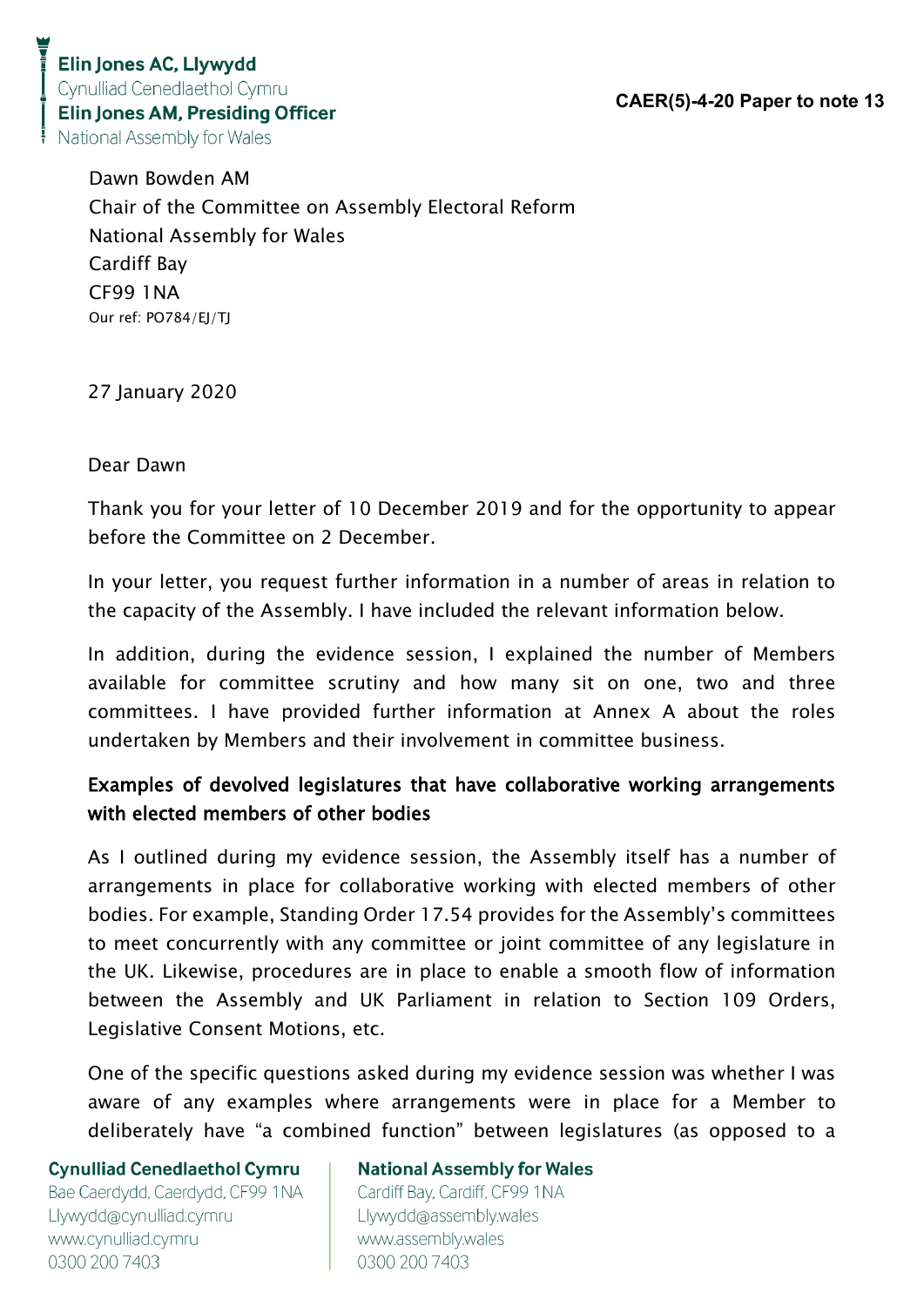**Elin Jones AC, Llywydd**
Cynulliad Cenedlaethol Cymru
**Elin Jones AM, Presiding Officer**
National Assembly for Wales

**CAER(5)-4-20 Paper to note 13**

Dawn Bowden AM
Chair of the Committee on Assembly Electoral Reform
National Assembly for Wales
Cardiff Bay
CF99 1NA
Our ref: PO784/EJ/TJ

27 January 2020

Dear Dawn

Thank you for your letter of 10 December 2019 and for the opportunity to appear before the Committee on 2 December.

In your letter, you request further information in a number of areas in relation to the capacity of the Assembly. I have included the relevant information below.

In addition, during the evidence session, I explained the number of Members available for committee scrutiny and how many sit on one, two and three committees. I have provided further information at Annex A about the roles undertaken by Members and their involvement in committee business.

## Examples of devolved legislatures that have collaborative working arrangements with elected members of other bodies

As I outlined during my evidence session, the Assembly itself has a number of arrangements in place for collaborative working with elected members of other bodies. For example, Standing Order 17.54 provides for the Assembly's committees to meet concurrently with any committee or joint committee of any legislature in the UK. Likewise, procedures are in place to enable a smooth flow of information between the Assembly and UK Parliament in relation to Section 109 Orders, Legislative Consent Motions, etc.

One of the specific questions asked during my evidence session was whether I was aware of any examples where arrangements were in place for a Member to deliberately have "a combined function" between legislatures (as opposed to a

**Cynulliad Cenedlaethol Cymru**
Bae Caerdydd, Caerdydd, CF99 1NA
Llywydd@cynulliad.cymru
www.cynulliad.cymru
0300 200 7403

**National Assembly for Wales**
Cardiff Bay, Cardiff, CF99 1NA
Llywydd@assembly.wales
www.assembly.wales
0300 200 7403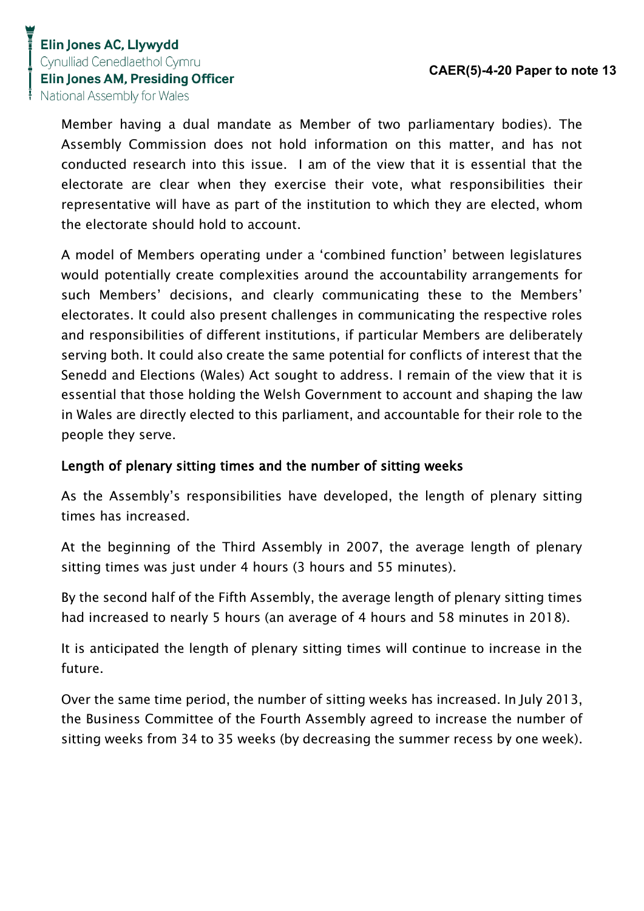Member having a dual mandate as Member of two parliamentary bodies). The Assembly Commission does not hold information on this matter, and has not conducted research into this issue. I am of the view that it is essential that the electorate are clear when they exercise their vote, what responsibilities their representative will have as part of the institution to which they are elected, whom the electorate should hold to account.

A model of Members operating under a 'combined function' between legislatures would potentially create complexities around the accountability arrangements for such Members' decisions, and clearly communicating these to the Members' electorates. It could also present challenges in communicating the respective roles and responsibilities of different institutions, if particular Members are deliberately serving both. It could also create the same potential for conflicts of interest that the Senedd and Elections (Wales) Act sought to address. I remain of the view that it is essential that those holding the Welsh Government to account and shaping the law in Wales are directly elected to this parliament, and accountable for their role to the people they serve.

## Length of plenary sitting times and the number of sitting weeks

As the Assembly's responsibilities have developed, the length of plenary sitting times has increased.

At the beginning of the Third Assembly in 2007, the average length of plenary sitting times was just under 4 hours (3 hours and 55 minutes).

By the second half of the Fifth Assembly, the average length of plenary sitting times had increased to nearly 5 hours (an average of 4 hours and 58 minutes in 2018).

It is anticipated the length of plenary sitting times will continue to increase in the future.

Over the same time period, the number of sitting weeks has increased. In July 2013, the Business Committee of the Fourth Assembly agreed to increase the number of sitting weeks from 34 to 35 weeks (by decreasing the summer recess by one week).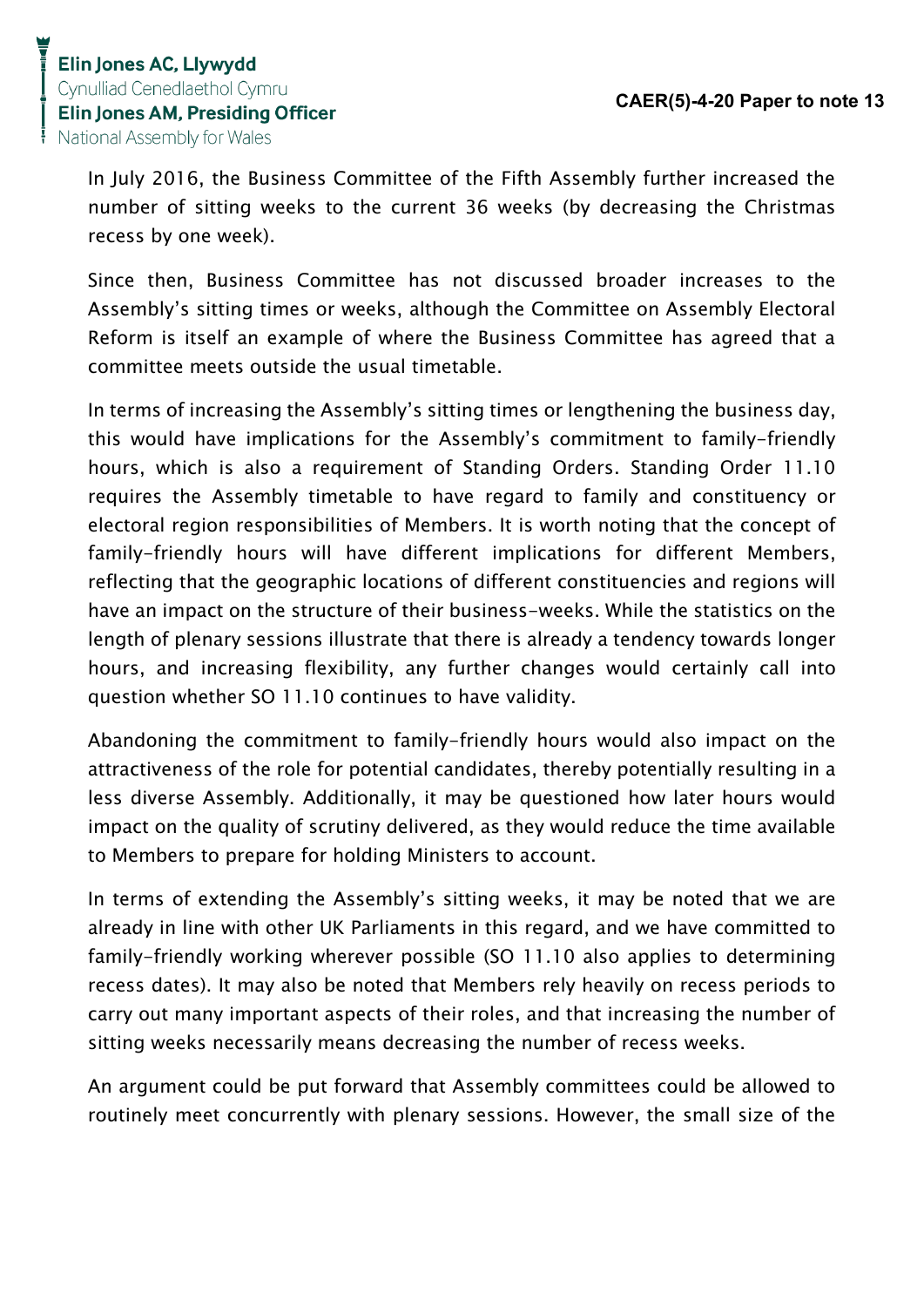In July 2016, the Business Committee of the Fifth Assembly further increased the number of sitting weeks to the current 36 weeks (by decreasing the Christmas recess by one week).

Since then, Business Committee has not discussed broader increases to the Assembly's sitting times or weeks, although the Committee on Assembly Electoral Reform is itself an example of where the Business Committee has agreed that a committee meets outside the usual timetable.

In terms of increasing the Assembly's sitting times or lengthening the business day, this would have implications for the Assembly's commitment to family-friendly hours, which is also a requirement of Standing Orders. Standing Order 11.10 requires the Assembly timetable to have regard to family and constituency or electoral region responsibilities of Members. It is worth noting that the concept of family-friendly hours will have different implications for different Members, reflecting that the geographic locations of different constituencies and regions will have an impact on the structure of their business-weeks. While the statistics on the length of plenary sessions illustrate that there is already a tendency towards longer hours, and increasing flexibility, any further changes would certainly call into question whether SO 11.10 continues to have validity.

Abandoning the commitment to family-friendly hours would also impact on the attractiveness of the role for potential candidates, thereby potentially resulting in a less diverse Assembly. Additionally, it may be questioned how later hours would impact on the quality of scrutiny delivered, as they would reduce the time available to Members to prepare for holding Ministers to account.

In terms of extending the Assembly's sitting weeks, it may be noted that we are already in line with other UK Parliaments in this regard, and we have committed to family-friendly working wherever possible (SO 11.10 also applies to determining recess dates). It may also be noted that Members rely heavily on recess periods to carry out many important aspects of their roles, and that increasing the number of sitting weeks necessarily means decreasing the number of recess weeks.

An argument could be put forward that Assembly committees could be allowed to routinely meet concurrently with plenary sessions. However, the small size of the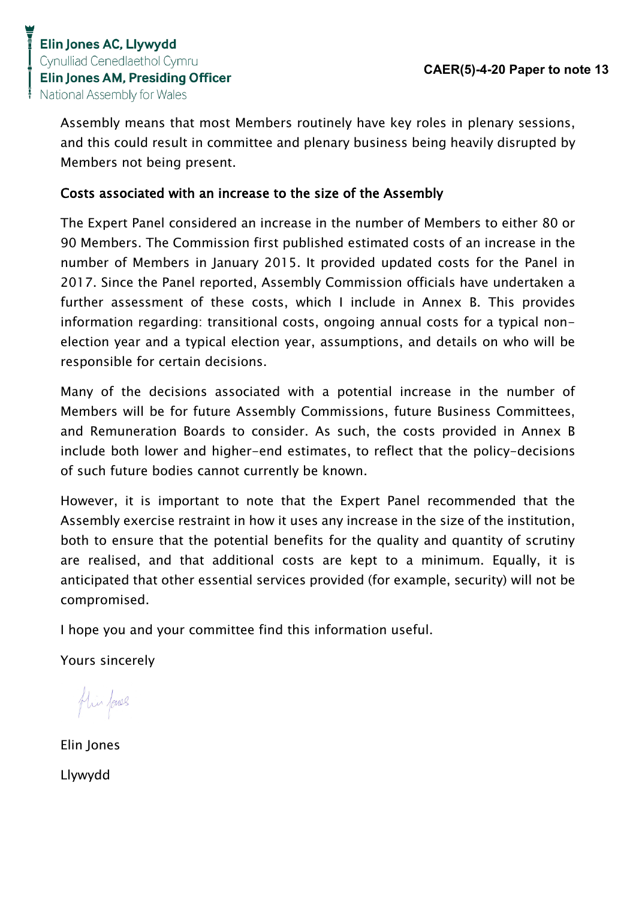Assembly means that most Members routinely have key roles in plenary sessions, and this could result in committee and plenary business being heavily disrupted by Members not being present.

## Costs associated with an increase to the size of the Assembly

The Expert Panel considered an increase in the number of Members to either 80 or 90 Members. The Commission first published estimated costs of an increase in the number of Members in January 2015. It provided updated costs for the Panel in 2017. Since the Panel reported, Assembly Commission officials have undertaken a further assessment of these costs, which I include in Annex B. This provides information regarding: transitional costs, ongoing annual costs for a typical non-election year and a typical election year, assumptions, and details on who will be responsible for certain decisions.

Many of the decisions associated with a potential increase in the number of Members will be for future Assembly Commissions, future Business Committees, and Remuneration Boards to consider. As such, the costs provided in Annex B include both lower and higher-end estimates, to reflect that the policy-decisions of such future bodies cannot currently be known.

However, it is important to note that the Expert Panel recommended that the Assembly exercise restraint in how it uses any increase in the size of the institution, both to ensure that the potential benefits for the quality and quantity of scrutiny are realised, and that additional costs are kept to a minimum. Equally, it is anticipated that other essential services provided (for example, security) will not be compromised.

I hope you and your committee find this information useful.

Yours sincerely

Elin Jones

Llywydd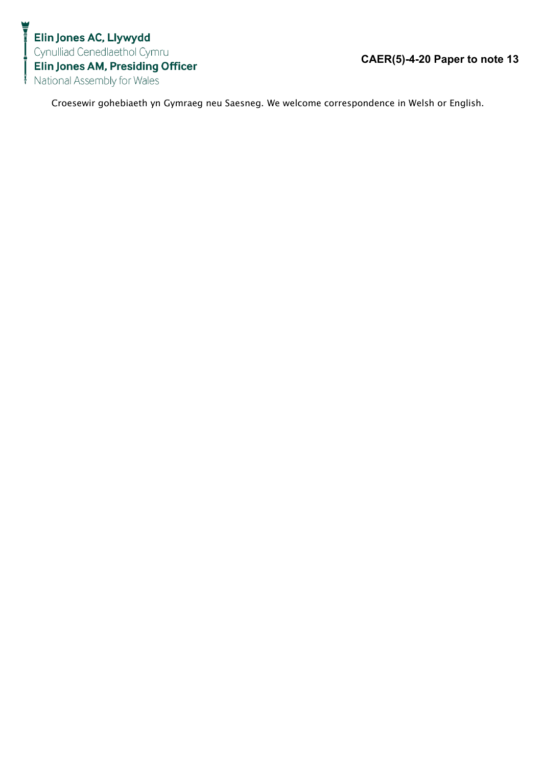**Elin Jones AC, Llywydd**
Cynulliad Cenedlaethol Cymru
**Elin Jones AM, Presiding Officer**
National Assembly for Wales

**CAER(5)-4-20 Paper to note 13**

Croesewir gohebiaeth yn Gymraeg neu Saesneg. We welcome correspondence in Welsh or English.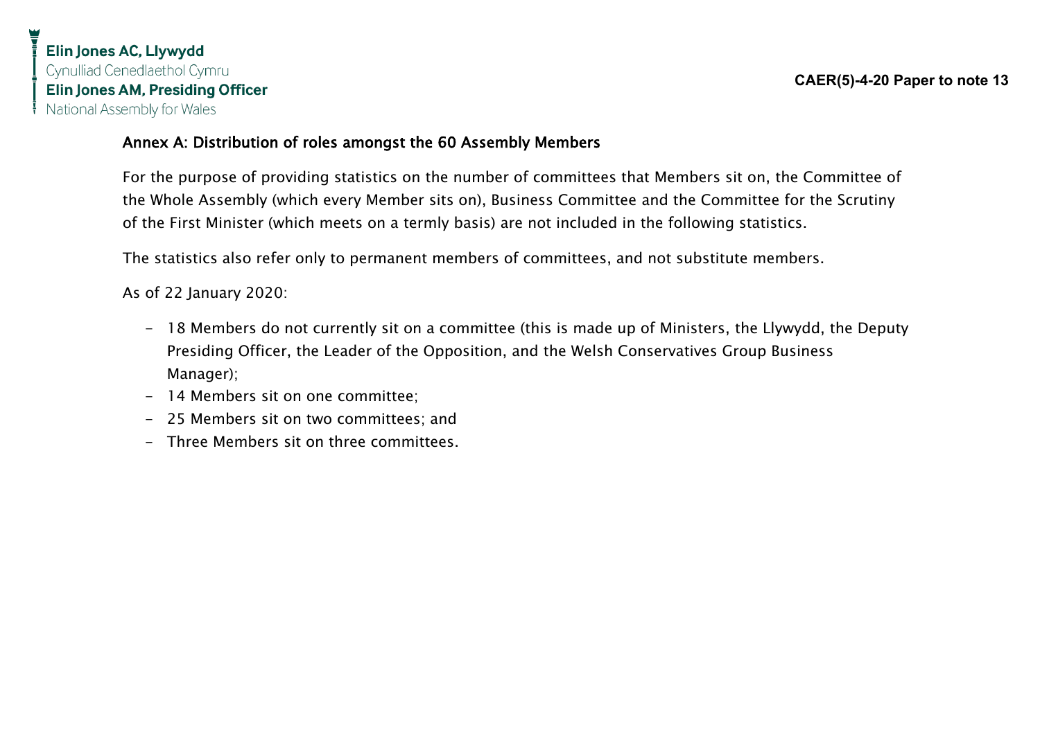## Annex A: Distribution of roles amongst the 60 Assembly Members

For the purpose of providing statistics on the number of committees that Members sit on, the Committee of the Whole Assembly (which every Member sits on), Business Committee and the Committee for the Scrutiny of the First Minister (which meets on a termly basis) are not included in the following statistics.

The statistics also refer only to permanent members of committees, and not substitute members.

As of 22 January 2020:

- 18 Members do not currently sit on a committee (this is made up of Ministers, the Llywydd, the Deputy Presiding Officer, the Leader of the Opposition, and the Welsh Conservatives Group Business Manager);
- 14 Members sit on one committee;
- 25 Members sit on two committees; and
- Three Members sit on three committees.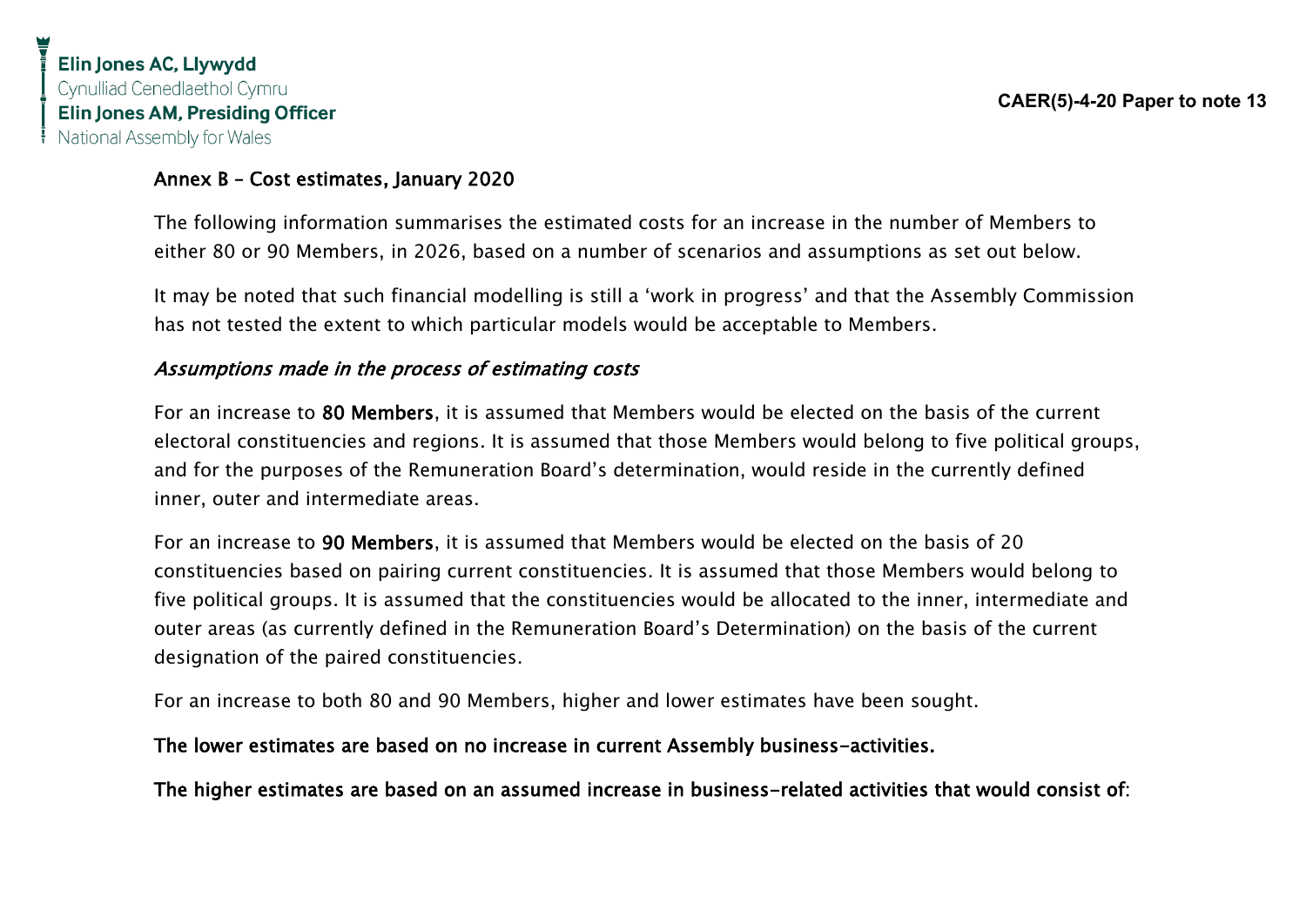## Annex B – Cost estimates, January 2020

The following information summarises the estimated costs for an increase in the number of Members to either 80 or 90 Members, in 2026, based on a number of scenarios and assumptions as set out below.

It may be noted that such financial modelling is still a 'work in progress' and that the Assembly Commission has not tested the extent to which particular models would be acceptable to Members.

### *Assumptions made in the process of estimating costs*

For an increase to **80 Members**, it is assumed that Members would be elected on the basis of the current electoral constituencies and regions. It is assumed that those Members would belong to five political groups, and for the purposes of the Remuneration Board's determination, would reside in the currently defined inner, outer and intermediate areas.

For an increase to **90 Members**, it is assumed that Members would be elected on the basis of 20 constituencies based on pairing current constituencies. It is assumed that those Members would belong to five political groups. It is assumed that the constituencies would be allocated to the inner, intermediate and outer areas (as currently defined in the Remuneration Board's Determination) on the basis of the current designation of the paired constituencies.

For an increase to both 80 and 90 Members, higher and lower estimates have been sought.

**The lower estimates are based on no increase in current Assembly business-activities.**

**The higher estimates are based on an assumed increase in business-related activities that would consist of**: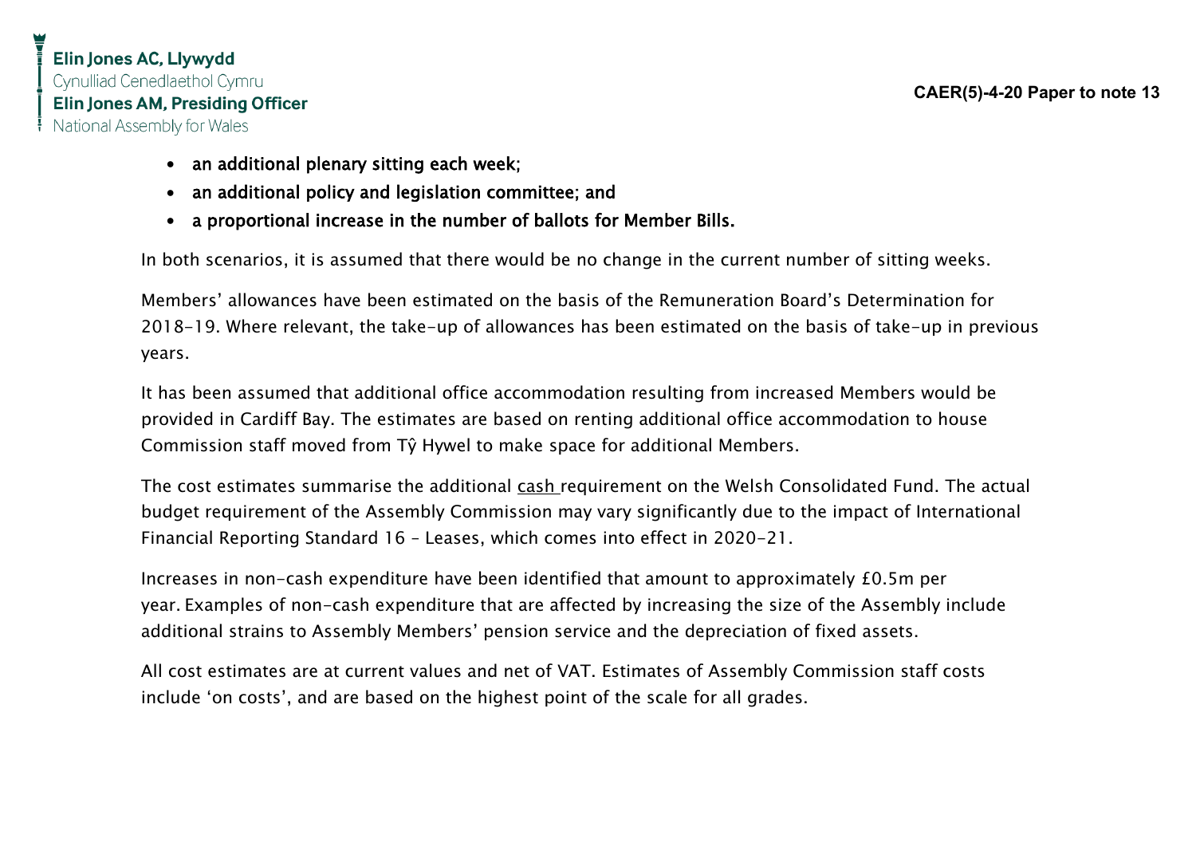- an additional plenary sitting each week;
- an additional policy and legislation committee; and
- a proportional increase in the number of ballots for Member Bills.

In both scenarios, it is assumed that there would be no change in the current number of sitting weeks.

Members' allowances have been estimated on the basis of the Remuneration Board's Determination for 2018-19. Where relevant, the take-up of allowances has been estimated on the basis of take-up in previous years.

It has been assumed that additional office accommodation resulting from increased Members would be provided in Cardiff Bay. The estimates are based on renting additional office accommodation to house Commission staff moved from Tŷ Hywel to make space for additional Members.

The cost estimates summarise the additional cash requirement on the Welsh Consolidated Fund. The actual budget requirement of the Assembly Commission may vary significantly due to the impact of International Financial Reporting Standard 16 – Leases, which comes into effect in 2020-21.

Increases in non-cash expenditure have been identified that amount to approximately £0.5m per year. Examples of non-cash expenditure that are affected by increasing the size of the Assembly include additional strains to Assembly Members' pension service and the depreciation of fixed assets.

All cost estimates are at current values and net of VAT. Estimates of Assembly Commission staff costs include 'on costs', and are based on the highest point of the scale for all grades.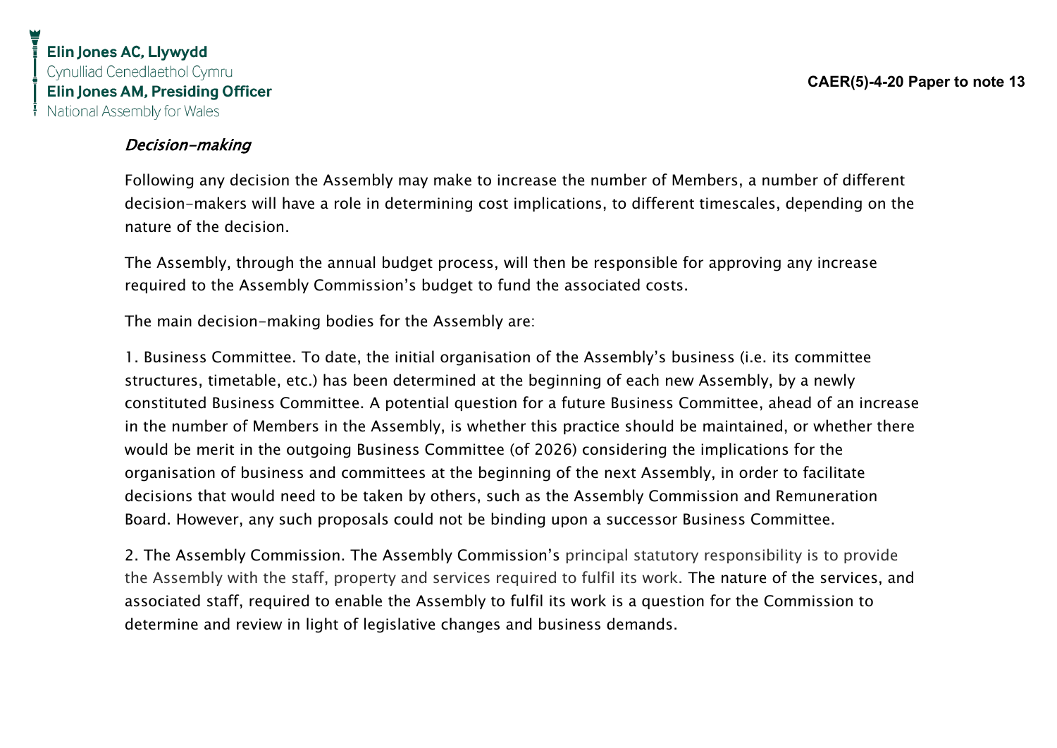*Decision-making*

Following any decision the Assembly may make to increase the number of Members, a number of different decision-makers will have a role in determining cost implications, to different timescales, depending on the nature of the decision.

The Assembly, through the annual budget process, will then be responsible for approving any increase required to the Assembly Commission's budget to fund the associated costs.

The main decision-making bodies for the Assembly are:

1. Business Committee. To date, the initial organisation of the Assembly's business (i.e. its committee structures, timetable, etc.) has been determined at the beginning of each new Assembly, by a newly constituted Business Committee. A potential question for a future Business Committee, ahead of an increase in the number of Members in the Assembly, is whether this practice should be maintained, or whether there would be merit in the outgoing Business Committee (of 2026) considering the implications for the organisation of business and committees at the beginning of the next Assembly, in order to facilitate decisions that would need to be taken by others, such as the Assembly Commission and Remuneration Board. However, any such proposals could not be binding upon a successor Business Committee.

2. The Assembly Commission. The Assembly Commission's principal statutory responsibility is to provide the Assembly with the staff, property and services required to fulfil its work. The nature of the services, and associated staff, required to enable the Assembly to fulfil its work is a question for the Commission to determine and review in light of legislative changes and business demands.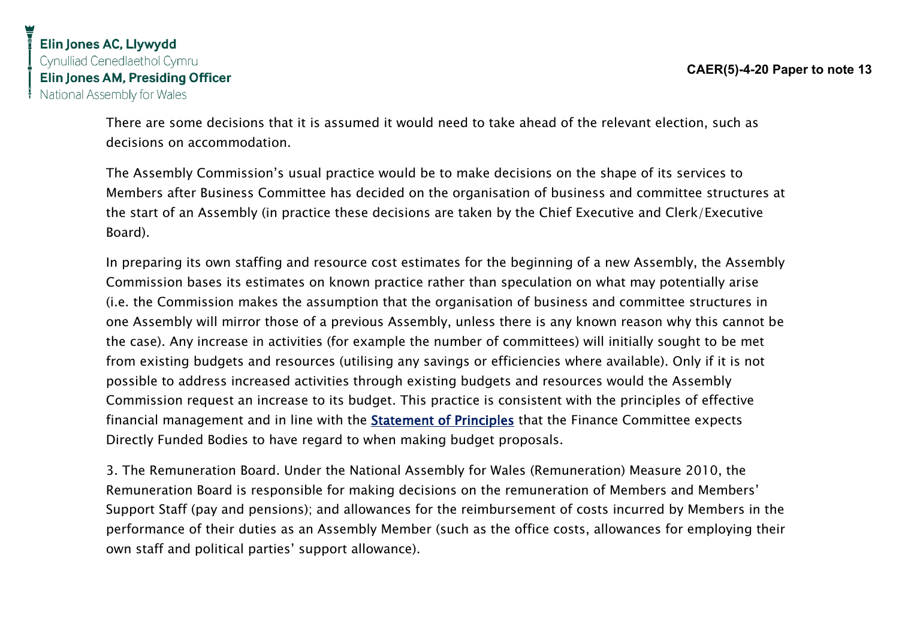There are some decisions that it is assumed it would need to take ahead of the relevant election, such as decisions on accommodation.

The Assembly Commission's usual practice would be to make decisions on the shape of its services to Members after Business Committee has decided on the organisation of business and committee structures at the start of an Assembly (in practice these decisions are taken by the Chief Executive and Clerk/Executive Board).

In preparing its own staffing and resource cost estimates for the beginning of a new Assembly, the Assembly Commission bases its estimates on known practice rather than speculation on what may potentially arise (i.e. the Commission makes the assumption that the organisation of business and committee structures in one Assembly will mirror those of a previous Assembly, unless there is any known reason why this cannot be the case). Any increase in activities (for example the number of committees) will initially sought to be met from existing budgets and resources (utilising any savings or efficiencies where available). Only if it is not possible to address increased activities through existing budgets and resources would the Assembly Commission request an increase to its budget. This practice is consistent with the principles of effective financial management and in line with the Statement of Principles that the Finance Committee expects Directly Funded Bodies to have regard to when making budget proposals.

3. The Remuneration Board. Under the National Assembly for Wales (Remuneration) Measure 2010, the Remuneration Board is responsible for making decisions on the remuneration of Members and Members' Support Staff (pay and pensions); and allowances for the reimbursement of costs incurred by Members in the performance of their duties as an Assembly Member (such as the office costs, allowances for employing their own staff and political parties' support allowance).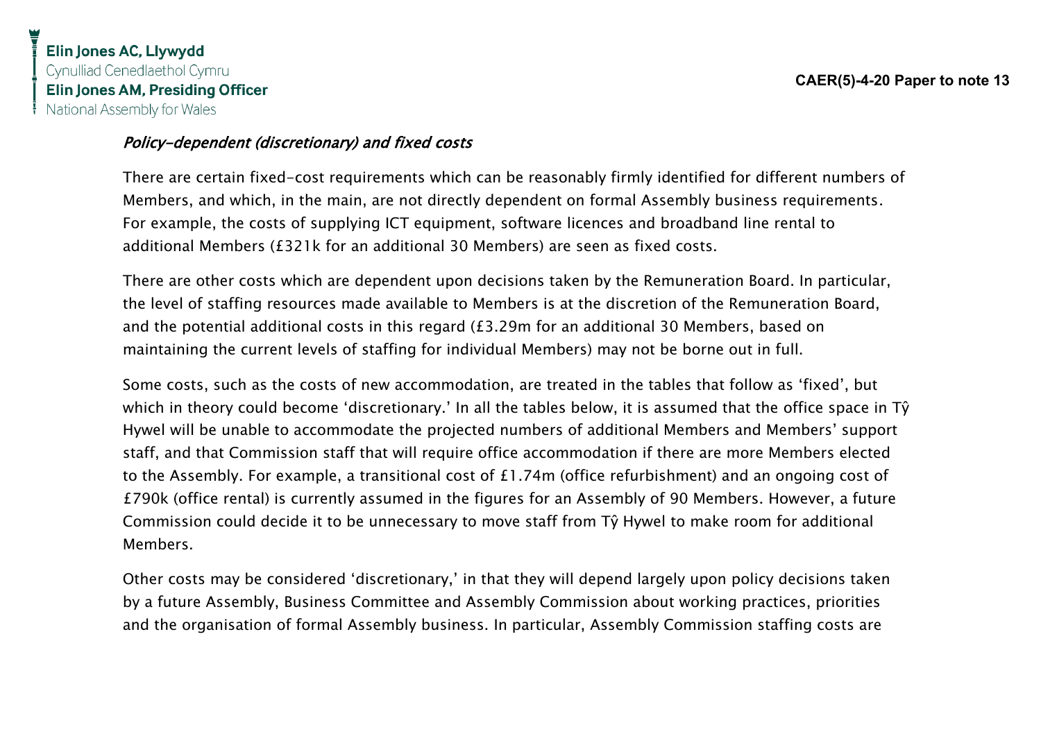### *Policy-dependent (discretionary) and fixed costs*

There are certain fixed-cost requirements which can be reasonably firmly identified for different numbers of Members, and which, in the main, are not directly dependent on formal Assembly business requirements. For example, the costs of supplying ICT equipment, software licences and broadband line rental to additional Members (£321k for an additional 30 Members) are seen as fixed costs.

There are other costs which are dependent upon decisions taken by the Remuneration Board. In particular, the level of staffing resources made available to Members is at the discretion of the Remuneration Board, and the potential additional costs in this regard (£3.29m for an additional 30 Members, based on maintaining the current levels of staffing for individual Members) may not be borne out in full.

Some costs, such as the costs of new accommodation, are treated in the tables that follow as 'fixed', but which in theory could become 'discretionary.' In all the tables below, it is assumed that the office space in Tŷ Hywel will be unable to accommodate the projected numbers of additional Members and Members' support staff, and that Commission staff that will require office accommodation if there are more Members elected to the Assembly. For example, a transitional cost of £1.74m (office refurbishment) and an ongoing cost of £790k (office rental) is currently assumed in the figures for an Assembly of 90 Members. However, a future Commission could decide it to be unnecessary to move staff from Tŷ Hywel to make room for additional Members.

Other costs may be considered 'discretionary,' in that they will depend largely upon policy decisions taken by a future Assembly, Business Committee and Assembly Commission about working practices, priorities and the organisation of formal Assembly business. In particular, Assembly Commission staffing costs are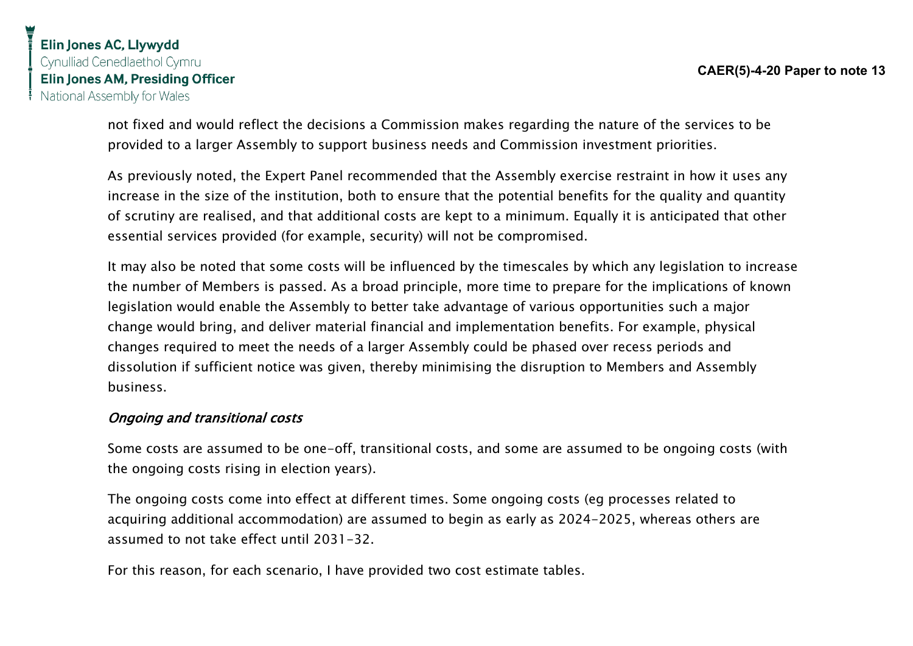not fixed and would reflect the decisions a Commission makes regarding the nature of the services to be provided to a larger Assembly to support business needs and Commission investment priorities.

As previously noted, the Expert Panel recommended that the Assembly exercise restraint in how it uses any increase in the size of the institution, both to ensure that the potential benefits for the quality and quantity of scrutiny are realised, and that additional costs are kept to a minimum. Equally it is anticipated that other essential services provided (for example, security) will not be compromised.

It may also be noted that some costs will be influenced by the timescales by which any legislation to increase the number of Members is passed. As a broad principle, more time to prepare for the implications of known legislation would enable the Assembly to better take advantage of various opportunities such a major change would bring, and deliver material financial and implementation benefits. For example, physical changes required to meet the needs of a larger Assembly could be phased over recess periods and dissolution if sufficient notice was given, thereby minimising the disruption to Members and Assembly business.

### *Ongoing and transitional costs*

Some costs are assumed to be one-off, transitional costs, and some are assumed to be ongoing costs (with the ongoing costs rising in election years).

The ongoing costs come into effect at different times. Some ongoing costs (eg processes related to acquiring additional accommodation) are assumed to begin as early as 2024-2025, whereas others are assumed to not take effect until 2031-32.

For this reason, for each scenario, I have provided two cost estimate tables.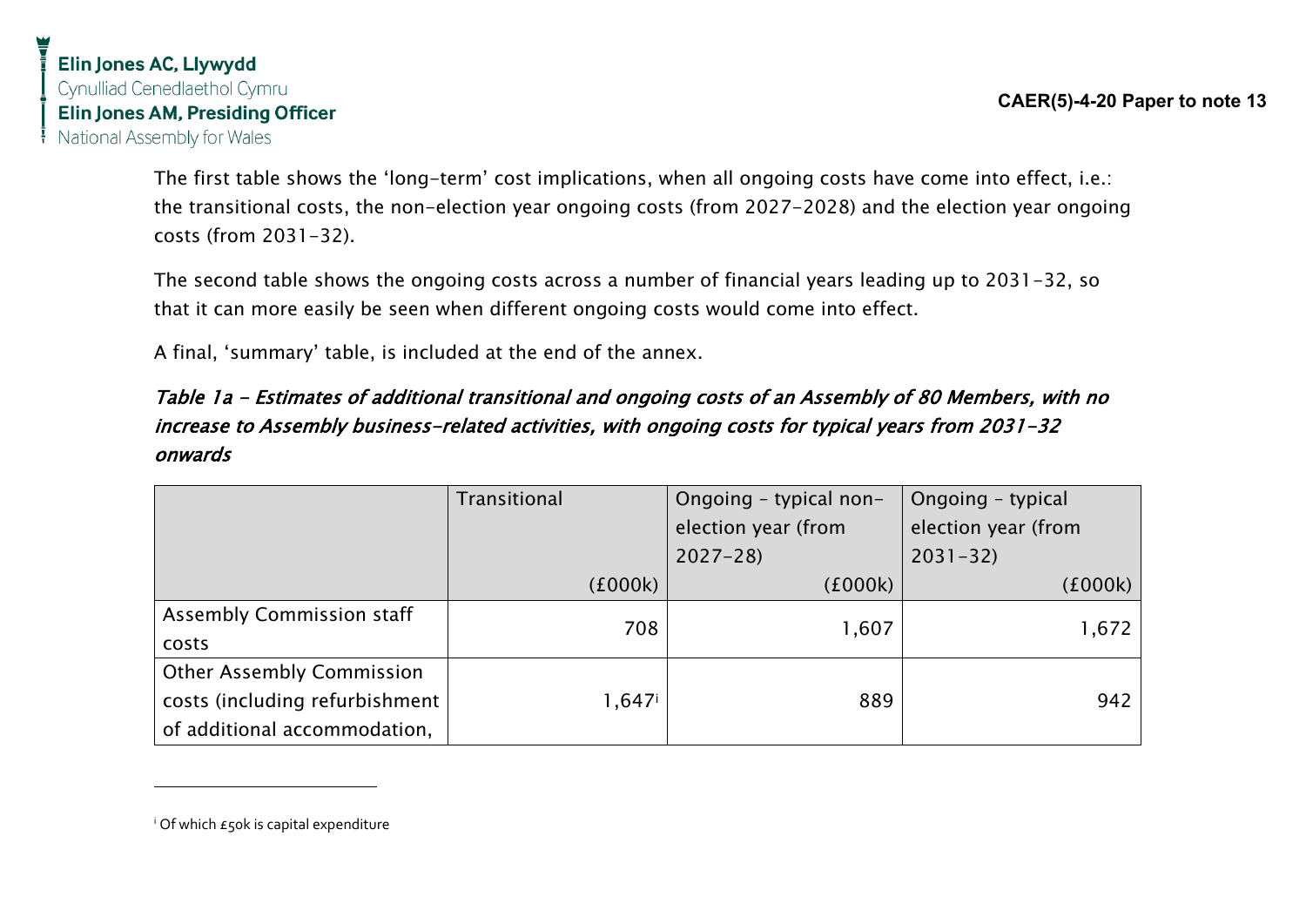The first table shows the 'long-term' cost implications, when all ongoing costs have come into effect, i.e.: the transitional costs, the non-election year ongoing costs (from 2027-2028) and the election year ongoing costs (from 2031-32).

The second table shows the ongoing costs across a number of financial years leading up to 2031-32, so that it can more easily be seen when different ongoing costs would come into effect.

A final, 'summary' table, is included at the end of the annex.

*Table 1a - Estimates of additional transitional and ongoing costs of an Assembly of 80 Members, with no increase to Assembly business-related activities, with ongoing costs for typical years from 2031-32 onwards*

| | Transitional (£000k) | Ongoing - typical non-election year (from 2027-28) (£000k) | Ongoing - typical election year (from 2031-32) (£000k) |
|---|---|---|---|
| Assembly Commission staff costs | 708 | 1,607 | 1,672 |
| Other Assembly Commission costs (including refurbishment of additional accommodation, | 1,647[i] | 889 | 942 |

[i] Of which £50k is capital expenditure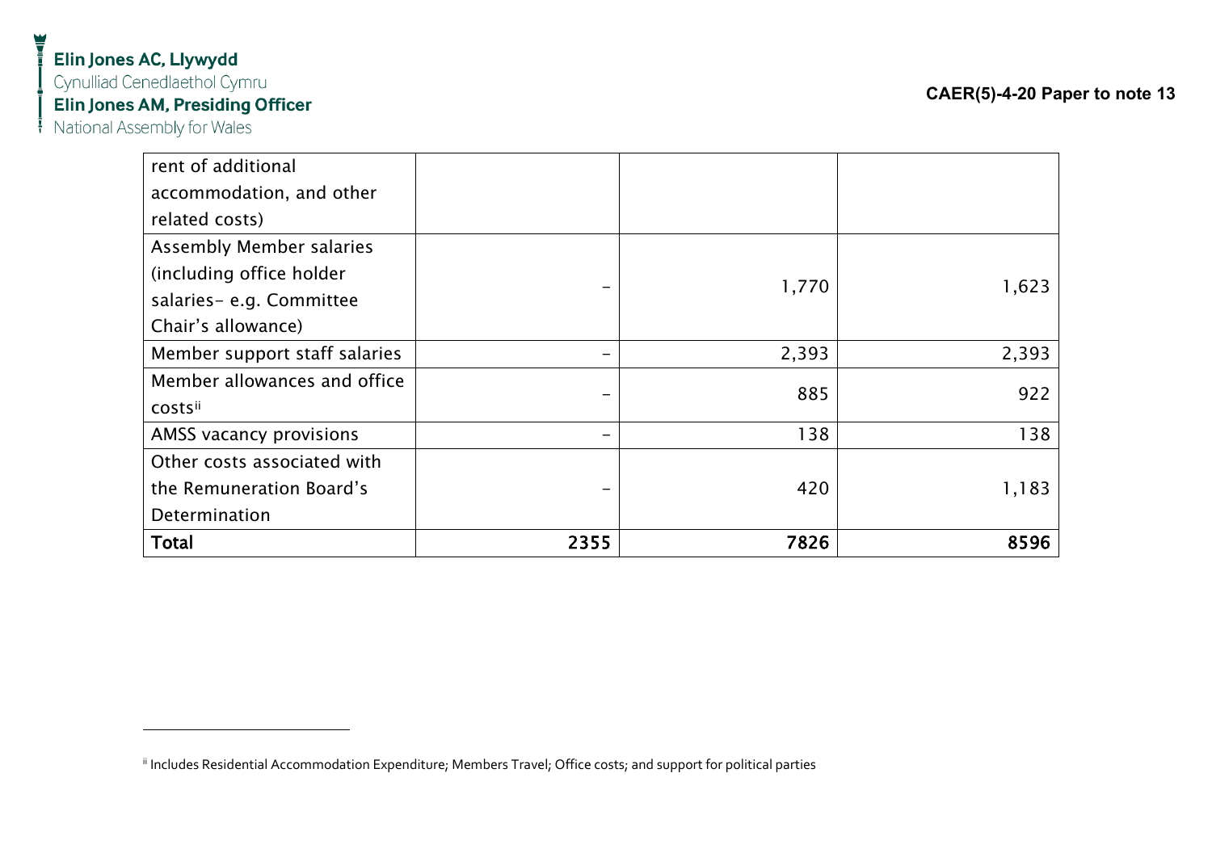| rent of additional accommodation, and other related costs) | | | |
|---|---|---|---|
| Assembly Member salaries (including office holder salaries- e.g. Committee Chair's allowance) | – | 1,770 | 1,623 |
| Member support staff salaries | – | 2,393 | 2,393 |
| Member allowances and office costs[ii] | – | 885 | 922 |
| AMSS vacancy provisions | – | 138 | 138 |
| Other costs associated with the Remuneration Board's Determination | – | 420 | 1,183 |
| **Total** | **2355** | **7826** | **8596** |

[ii] Includes Residential Accommodation Expenditure; Members Travel; Office costs; and support for political parties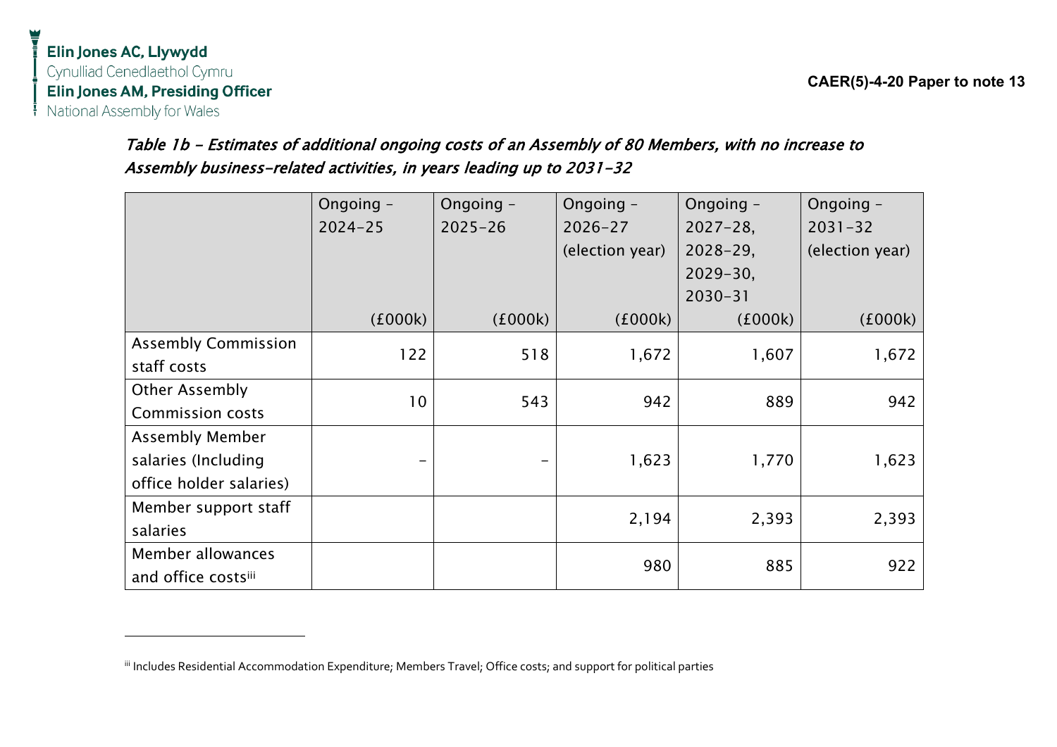*Table 1b – Estimates of additional ongoing costs of an Assembly of 80 Members, with no increase to Assembly business-related activities, in years leading up to 2031-32*

| | Ongoing – 2024-25 (£000k) | Ongoing – 2025-26 (£000k) | Ongoing – 2026-27 (election year) (£000k) | Ongoing – 2027-28, 2028-29, 2029-30, 2030-31 (£000k) | Ongoing – 2031-32 (election year) (£000k) |
|---|---|---|---|---|---|
| Assembly Commission staff costs | 122 | 518 | 1,672 | 1,607 | 1,672 |
| Other Assembly Commission costs | 10 | 543 | 942 | 889 | 942 |
| Assembly Member salaries (Including office holder salaries) | – | – | 1,623 | 1,770 | 1,623 |
| Member support staff salaries | | | 2,194 | 2,393 | 2,393 |
| Member allowances and office costs[iii] | | | 980 | 885 | 922 |

[iii] Includes Residential Accommodation Expenditure; Members Travel; Office costs; and support for political parties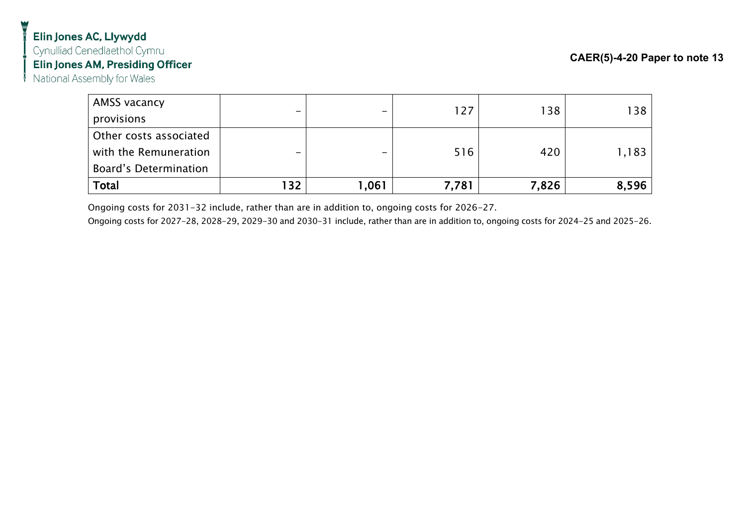| AMSS vacancy provisions | – | – | 127 | 138 | 138 |
|---|---|---|---|---|---|
| Other costs associated with the Remuneration Board's Determination | – | – | 516 | 420 | 1,183 |
| **Total** | **132** | **1,061** | **7,781** | **7,826** | **8,596** |

Ongoing costs for 2031-32 include, rather than are in addition to, ongoing costs for 2026-27.

Ongoing costs for 2027-28, 2028-29, 2029-30 and 2030-31 include, rather than are in addition to, ongoing costs for 2024-25 and 2025-26.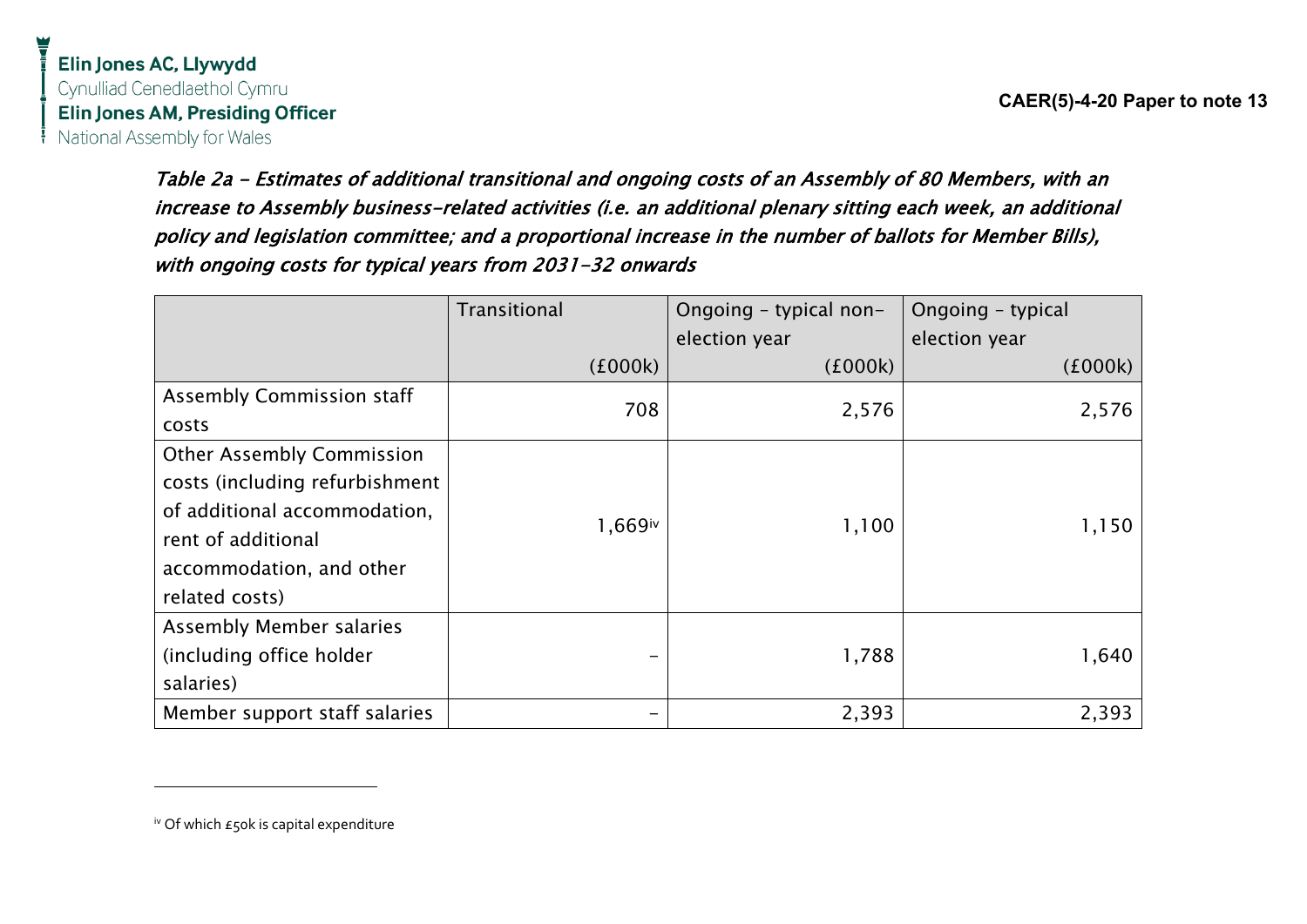*Table 2a – Estimates of additional transitional and ongoing costs of an Assembly of 80 Members, with an increase to Assembly business-related activities (i.e. an additional plenary sitting each week, an additional policy and legislation committee; and a proportional increase in the number of ballots for Member Bills), with ongoing costs for typical years from 2031-32 onwards*

| | Transitional (£000k) | Ongoing – typical non-election year (£000k) | Ongoing – typical election year (£000k) |
|---|---|---|---|
| Assembly Commission staff costs | 708 | 2,576 | 2,576 |
| Other Assembly Commission costs (including refurbishment of additional accommodation, rent of additional accommodation, and other related costs) | 1,669[iv] | 1,100 | 1,150 |
| Assembly Member salaries (including office holder salaries) | – | 1,788 | 1,640 |
| Member support staff salaries | – | 2,393 | 2,393 |

[iv] Of which £50k is capital expenditure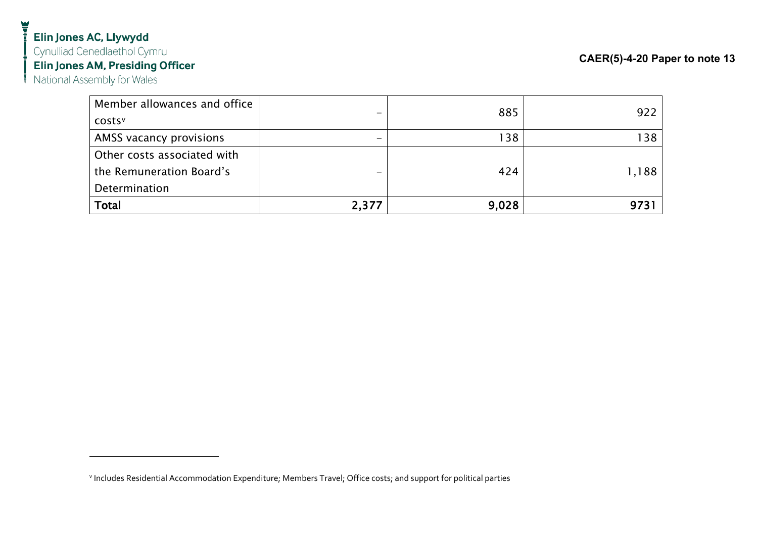| Member allowances and office costs[v] | – | 885 | 922 |
|---|---|---|---|
| AMSS vacancy provisions | – | 138 | 138 |
| Other costs associated with the Remuneration Board's Determination | – | 424 | 1,188 |
| **Total** | **2,377** | **9,028** | **9731** |

[v] Includes Residential Accommodation Expenditure; Members Travel; Office costs; and support for political parties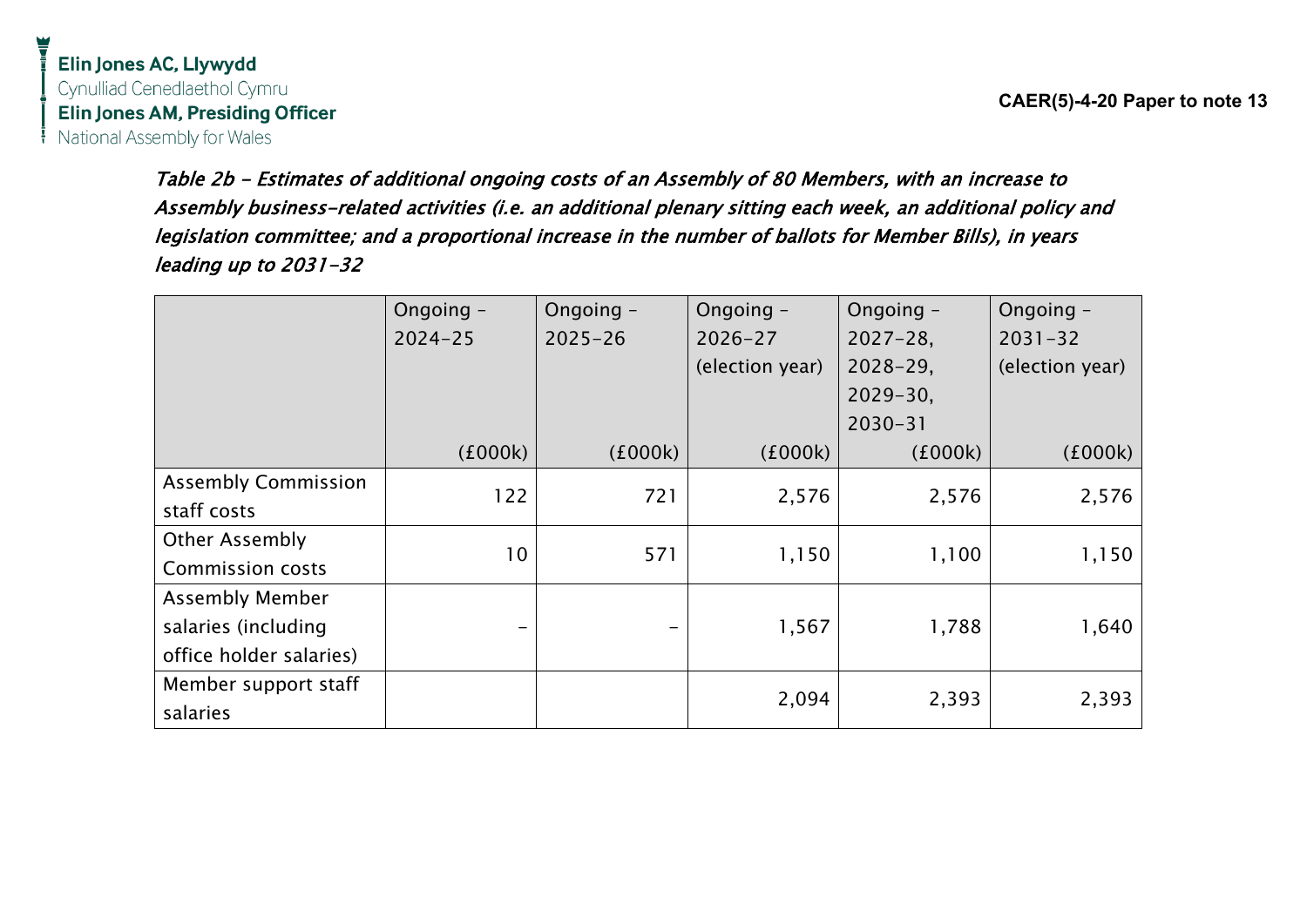Elin Jones AC, Llywydd
Cynulliad Cenedlaethol Cymru
Elin Jones AM, Presiding Officer
National Assembly for Wales

**CAER(5)-4-20 Paper to note 13**

*Table 2b – Estimates of additional ongoing costs of an Assembly of 80 Members, with an increase to Assembly business-related activities (i.e. an additional plenary sitting each week, an additional policy and legislation committee; and a proportional increase in the number of ballots for Member Bills), in years leading up to 2031-32*

| | Ongoing – 2024-25 (£000k) | Ongoing – 2025-26 (£000k) | Ongoing – 2026-27 (election year) (£000k) | Ongoing – 2027-28, 2028-29, 2029-30, 2030-31 (£000k) | Ongoing – 2031-32 (election year) (£000k) |
|---|---|---|---|---|---|
| Assembly Commission staff costs | 122 | 721 | 2,576 | 2,576 | 2,576 |
| Other Assembly Commission costs | 10 | 571 | 1,150 | 1,100 | 1,150 |
| Assembly Member salaries (including office holder salaries) | – | – | 1,567 | 1,788 | 1,640 |
| Member support staff salaries | | | 2,094 | 2,393 | 2,393 |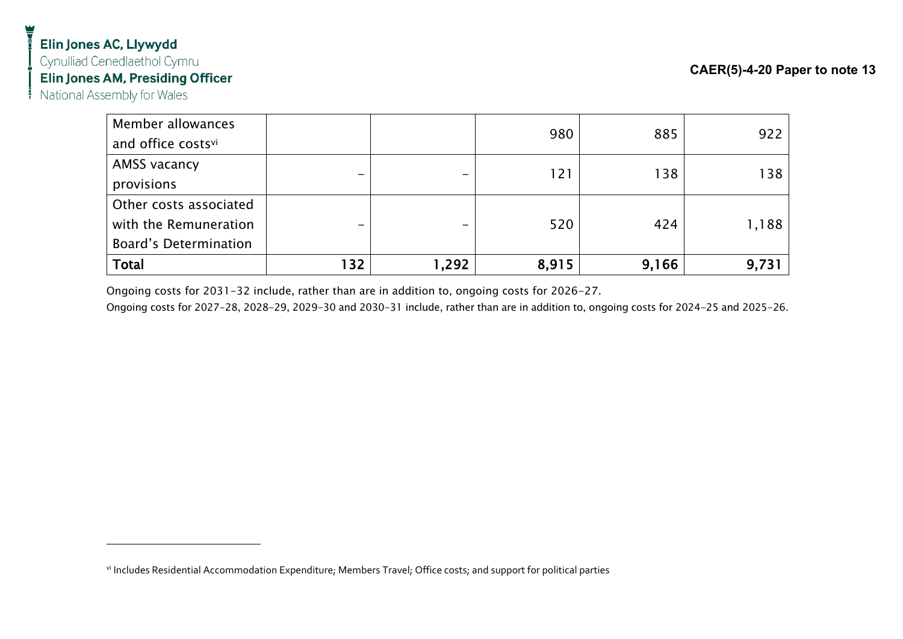| | | | | | |
|---|---|---|---|---|---|
| Member allowances and office costs[vi] | | | 980 | 885 | 922 |
| AMSS vacancy provisions | – | – | 121 | 138 | 138 |
| Other costs associated with the Remuneration Board's Determination | – | – | 520 | 424 | 1,188 |
| **Total** | **132** | **1,292** | **8,915** | **9,166** | **9,731** |

Ongoing costs for 2031-32 include, rather than are in addition to, ongoing costs for 2026-27.

Ongoing costs for 2027-28, 2028-29, 2029-30 and 2030-31 include, rather than are in addition to, ongoing costs for 2024-25 and 2025-26.

---

[vi] Includes Residential Accommodation Expenditure; Members Travel; Office costs; and support for political parties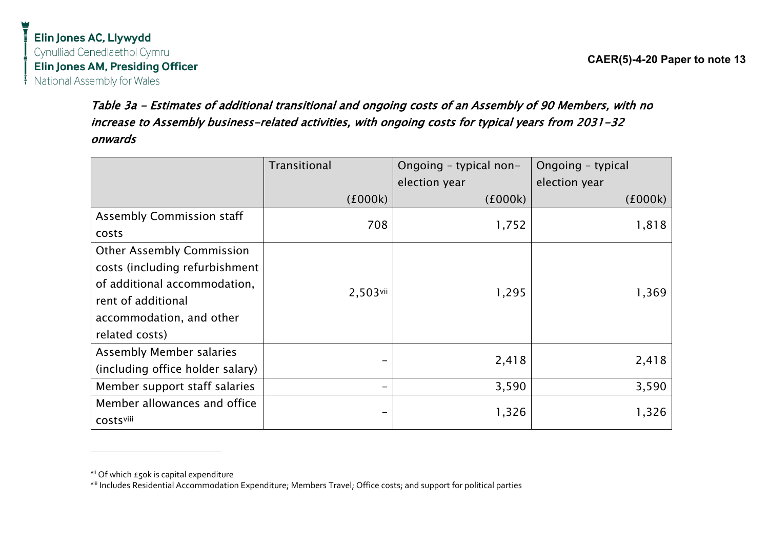*Table 3a – Estimates of additional transitional and ongoing costs of an Assembly of 90 Members, with no increase to Assembly business-related activities, with ongoing costs for typical years from 2031-32 onwards*

| | Transitional (£000k) | Ongoing – typical non-election year (£000k) | Ongoing – typical election year (£000k) |
|---|---|---|---|
| Assembly Commission staff costs | 708 | 1,752 | 1,818 |
| Other Assembly Commission costs (including refurbishment of additional accommodation, rent of additional accommodation, and other related costs) | 2,503[vii] | 1,295 | 1,369 |
| Assembly Member salaries (including office holder salary) | – | 2,418 | 2,418 |
| Member support staff salaries | – | 3,590 | 3,590 |
| Member allowances and office costs[viii] | – | 1,326 | 1,326 |

[vii] Of which £50k is capital expenditure

[viii] Includes Residential Accommodation Expenditure; Members Travel; Office costs; and support for political parties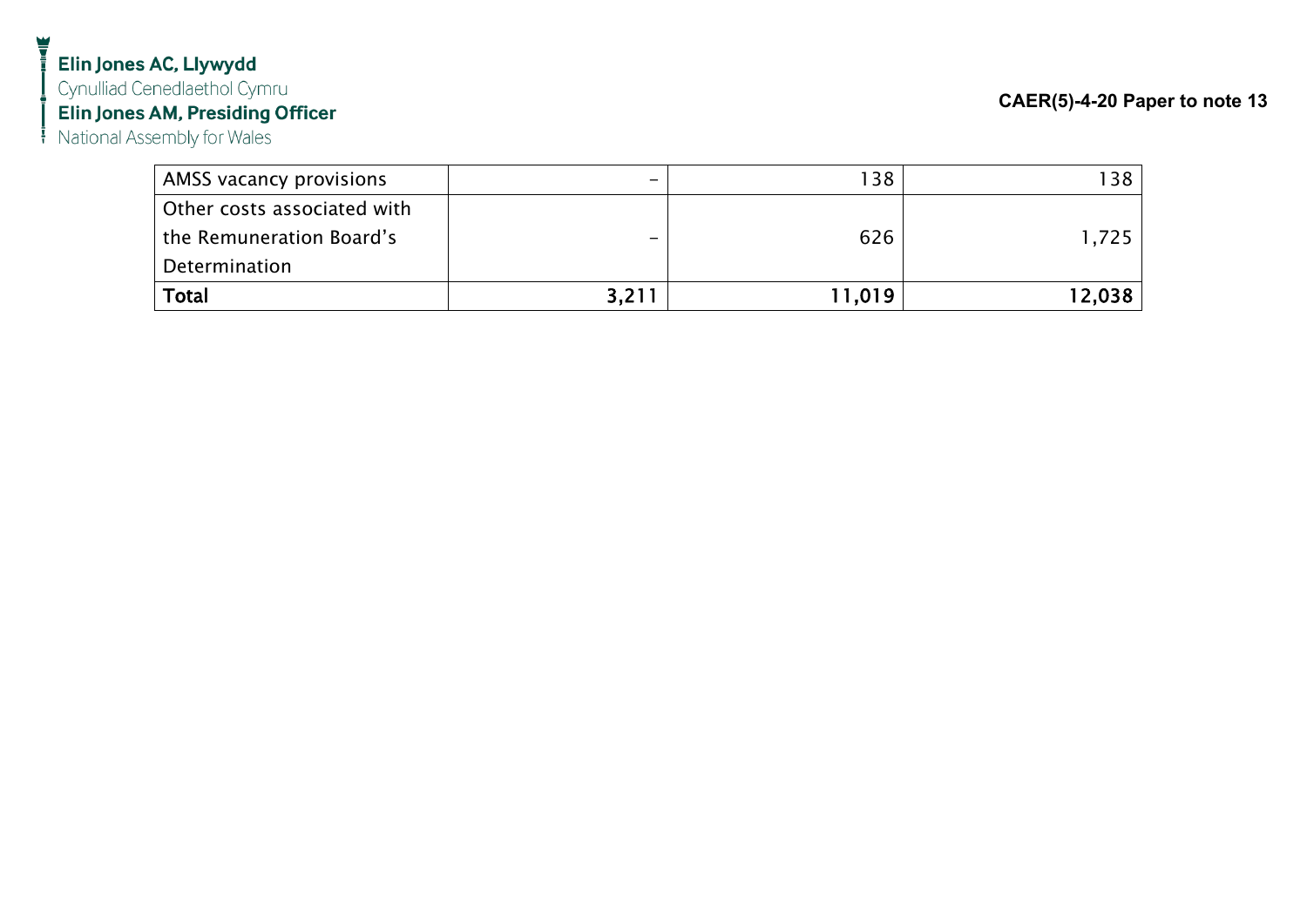| AMSS vacancy provisions | – | 138 | 138 |
|---|---|---|---|
| Other costs associated with the Remuneration Board's Determination | – | 626 | 1,725 |
| **Total** | **3,211** | **11,019** | **12,038** |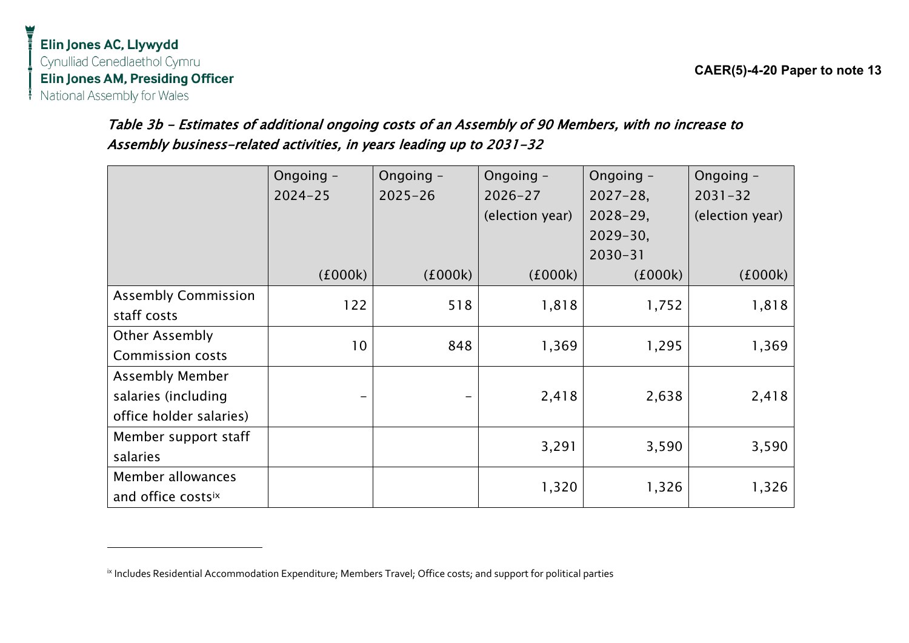*Table 3b – Estimates of additional ongoing costs of an Assembly of 90 Members, with no increase to Assembly business-related activities, in years leading up to 2031-32*

| | Ongoing – 2024-25 (£000k) | Ongoing – 2025-26 (£000k) | Ongoing – 2026-27 (election year) (£000k) | Ongoing – 2027-28, 2028-29, 2029-30, 2030-31 (£000k) | Ongoing – 2031-32 (election year) (£000k) |
|---|---|---|---|---|---|
| Assembly Commission staff costs | 122 | 518 | 1,818 | 1,752 | 1,818 |
| Other Assembly Commission costs | 10 | 848 | 1,369 | 1,295 | 1,369 |
| Assembly Member salaries (including office holder salaries) | – | – | 2,418 | 2,638 | 2,418 |
| Member support staff salaries | | | 3,291 | 3,590 | 3,590 |
| Member allowances and office costs[ix] | | | 1,320 | 1,326 | 1,326 |

[ix] Includes Residential Accommodation Expenditure; Members Travel; Office costs; and support for political parties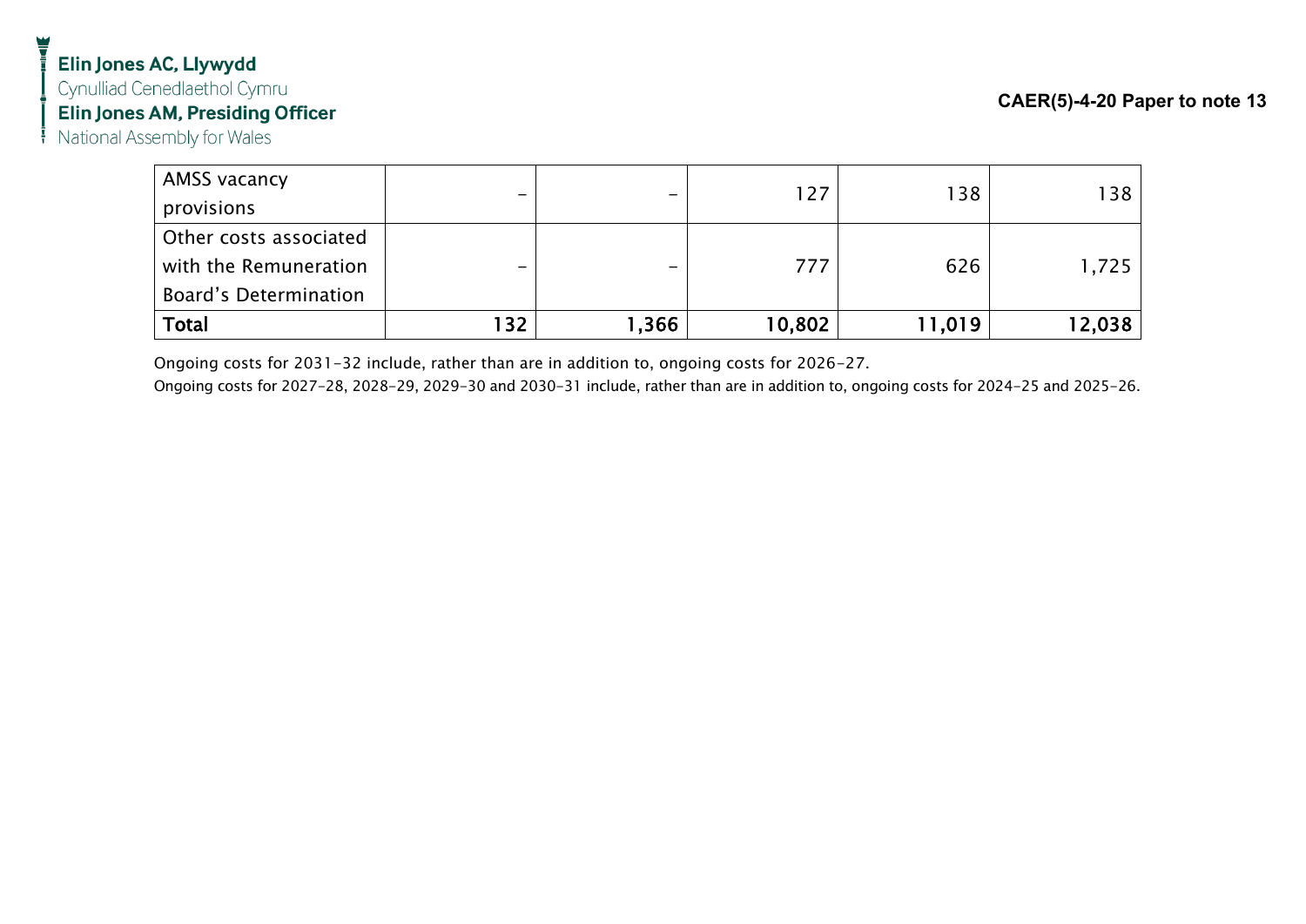| AMSS vacancy provisions | – | – | 127 | 138 | 138 |
|---|---|---|---|---|---|
| Other costs associated with the Remuneration Board's Determination | – | – | 777 | 626 | 1,725 |
| **Total** | 132 | 1,366 | 10,802 | 11,019 | 12,038 |

Ongoing costs for 2031-32 include, rather than are in addition to, ongoing costs for 2026-27.

Ongoing costs for 2027-28, 2028-29, 2029-30 and 2030-31 include, rather than are in addition to, ongoing costs for 2024-25 and 2025-26.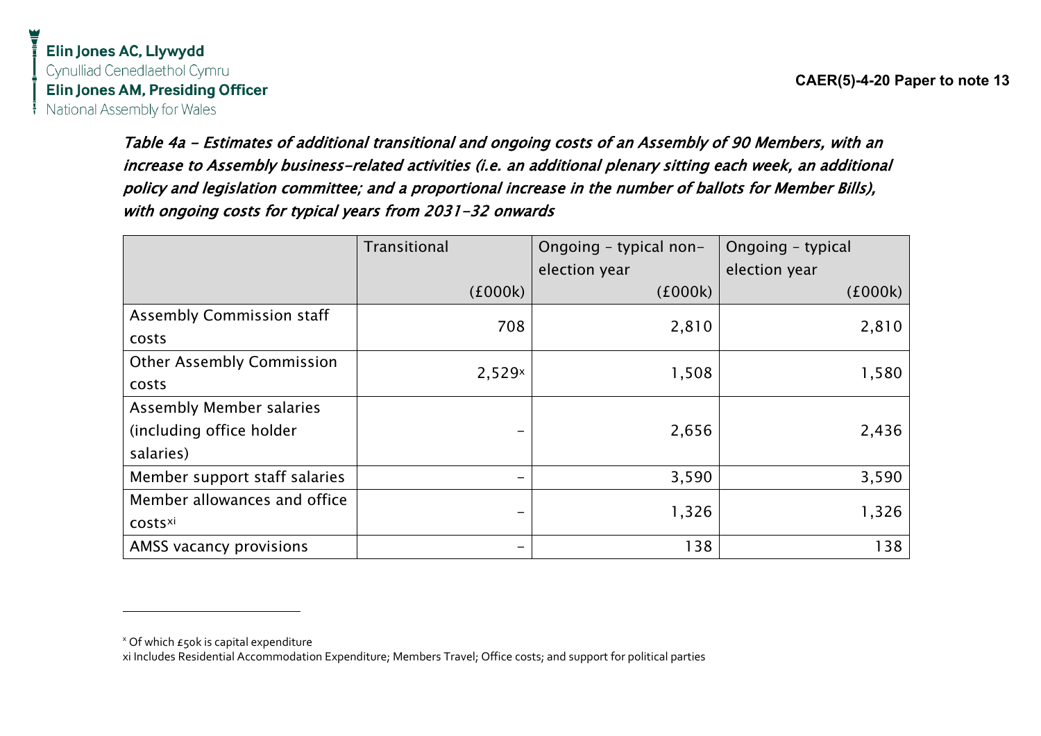*Table 4a – Estimates of additional transitional and ongoing costs of an Assembly of 90 Members, with an increase to Assembly business-related activities (i.e. an additional plenary sitting each week, an additional policy and legislation committee; and a proportional increase in the number of ballots for Member Bills), with ongoing costs for typical years from 2031-32 onwards*

| | Transitional (£000k) | Ongoing – typical non-election year (£000k) | Ongoing – typical election year (£000k) |
|---|---|---|---|
| Assembly Commission staff costs | 708 | 2,810 | 2,810 |
| Other Assembly Commission costs | 2,529[x] | 1,508 | 1,580 |
| Assembly Member salaries (including office holder salaries) | – | 2,656 | 2,436 |
| Member support staff salaries | – | 3,590 | 3,590 |
| Member allowances and office costs[xi] | – | 1,326 | 1,326 |
| AMSS vacancy provisions | – | 138 | 138 |

[x] Of which £50k is capital expenditure

xi Includes Residential Accommodation Expenditure; Members Travel; Office costs; and support for political parties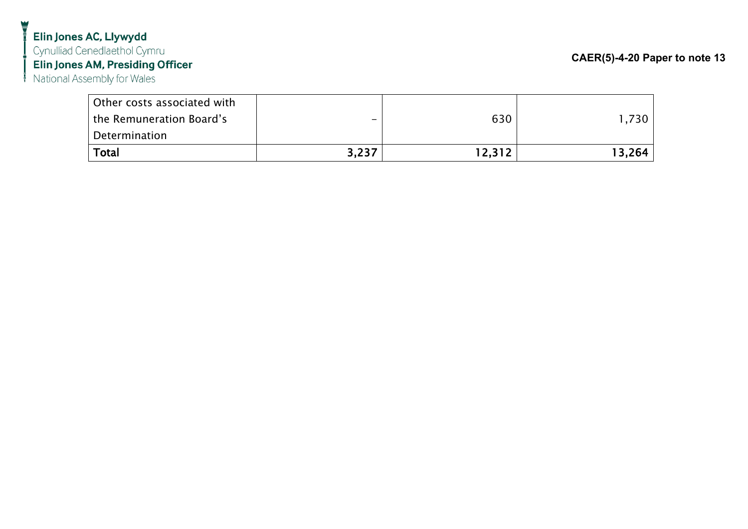| Other costs associated with the Remuneration Board's Determination | – | 630 | 1,730 |
| --- | --- | --- | --- |
| **Total** | **3,237** | **12,312** | **13,264** |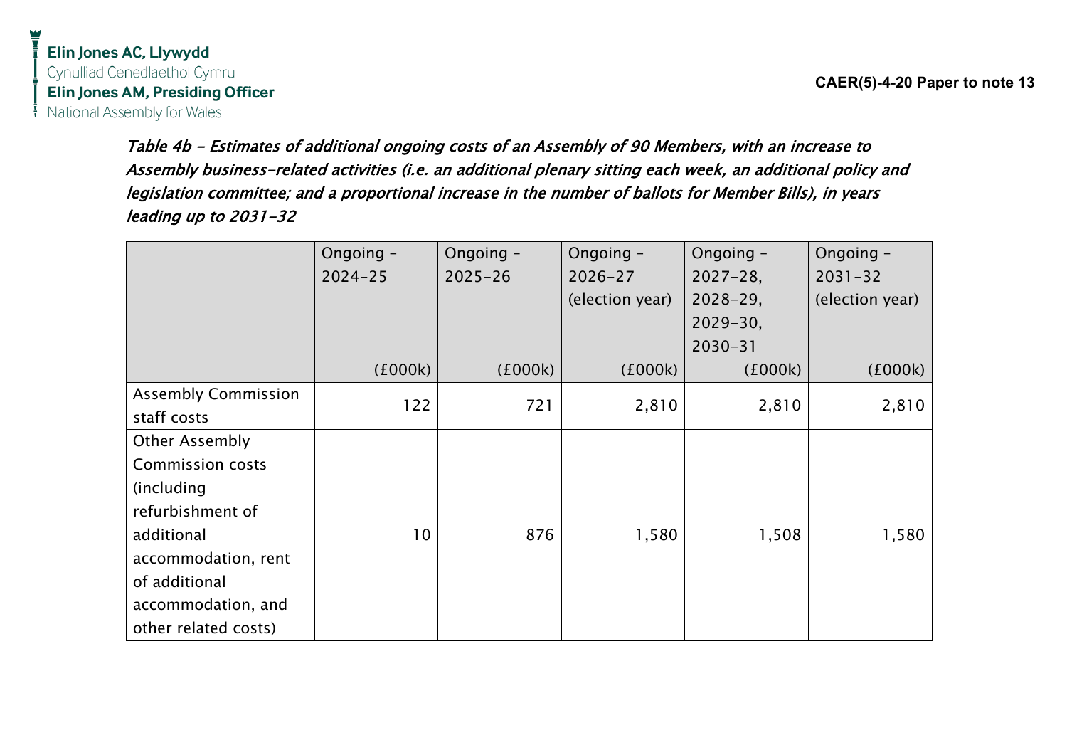*Table 4b – Estimates of additional ongoing costs of an Assembly of 90 Members, with an increase to Assembly business-related activities (i.e. an additional plenary sitting each week, an additional policy and legislation committee; and a proportional increase in the number of ballots for Member Bills), in years leading up to 2031-32*

| | Ongoing – 2024-25 (£000k) | Ongoing – 2025-26 (£000k) | Ongoing – 2026-27 (election year) (£000k) | Ongoing – 2027-28, 2028-29, 2029-30, 2030-31 (£000k) | Ongoing – 2031-32 (election year) (£000k) |
|---|---|---|---|---|---|
| Assembly Commission staff costs | 122 | 721 | 2,810 | 2,810 | 2,810 |
| Other Assembly Commission costs (including refurbishment of additional accommodation, rent of additional accommodation, and other related costs) | 10 | 876 | 1,580 | 1,508 | 1,580 |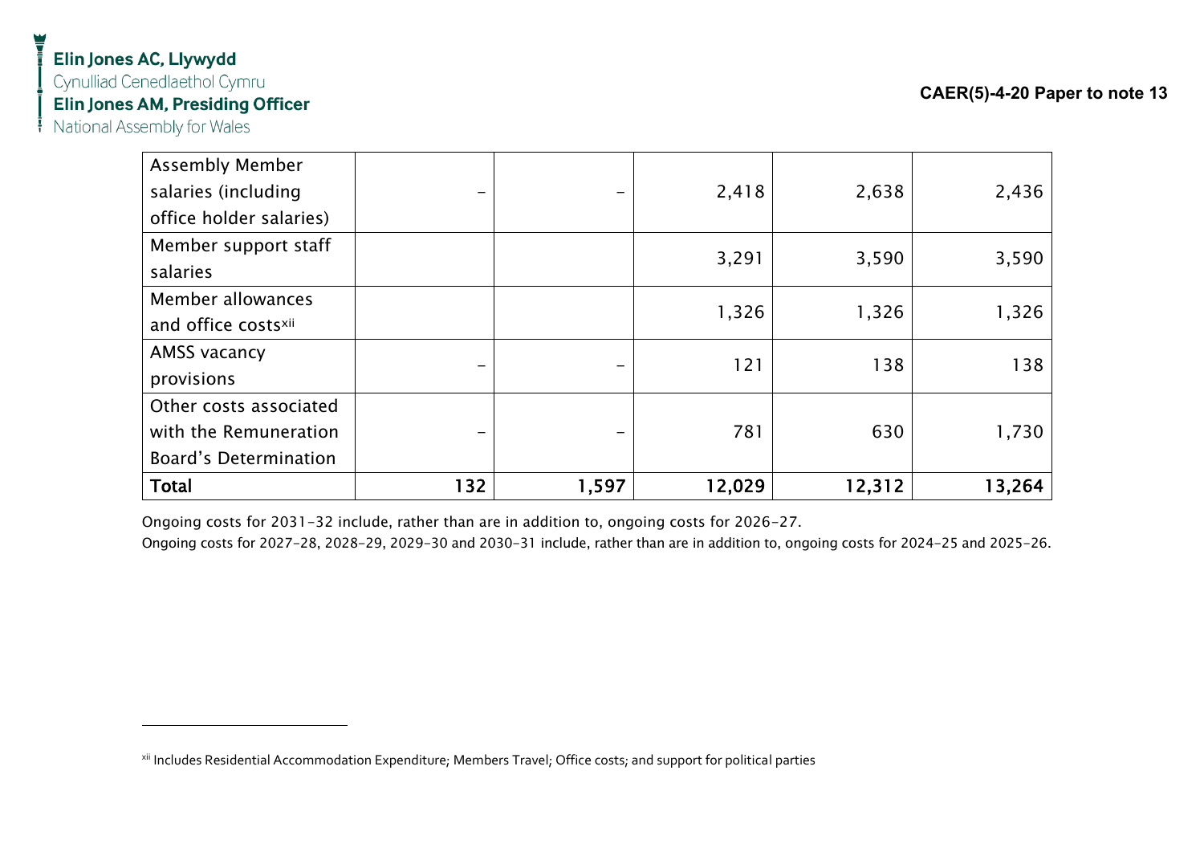| | | | | | |
|---|---|---|---|---|---|
| Assembly Member salaries (including office holder salaries) | – | – | 2,418 | 2,638 | 2,436 |
| Member support staff salaries | | | 3,291 | 3,590 | 3,590 |
| Member allowances and office costs[xii] | | | 1,326 | 1,326 | 1,326 |
| AMSS vacancy provisions | – | – | 121 | 138 | 138 |
| Other costs associated with the Remuneration Board's Determination | – | – | 781 | 630 | 1,730 |
| **Total** | **132** | **1,597** | **12,029** | **12,312** | **13,264** |

Ongoing costs for 2031-32 include, rather than are in addition to, ongoing costs for 2026-27.

Ongoing costs for 2027-28, 2028-29, 2029-30 and 2030-31 include, rather than are in addition to, ongoing costs for 2024-25 and 2025-26.

[xii] Includes Residential Accommodation Expenditure; Members Travel; Office costs; and support for political parties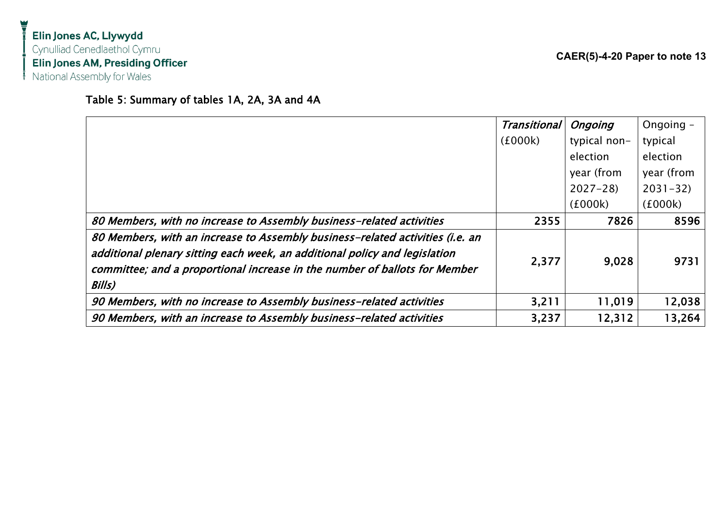Elin Jones AC, Llywydd
Cynulliad Cenedlaethol Cymru
Elin Jones AM, Presiding Officer
National Assembly for Wales

**CAER(5)-4-20 Paper to note 13**

Table 5: Summary of tables 1A, 2A, 3A and 4A

| | *Transitional* (£000k) | *Ongoing* typical non-election year (from 2027-28) (£000k) | Ongoing - typical election year (from 2031-32) (£000k) |
|---|---|---|---|
| *80 Members, with no increase to Assembly business-related activities* | 2355 | 7826 | 8596 |
| *80 Members, with an increase to Assembly business-related activities (i.e. an additional plenary sitting each week, an additional policy and legislation committee; and a proportional increase in the number of ballots for Member Bills)* | 2,377 | 9,028 | 9731 |
| *90 Members, with no increase to Assembly business-related activities* | 3,211 | 11,019 | 12,038 |
| *90 Members, with an increase to Assembly business-related activities* | 3,237 | 12,312 | 13,264 |